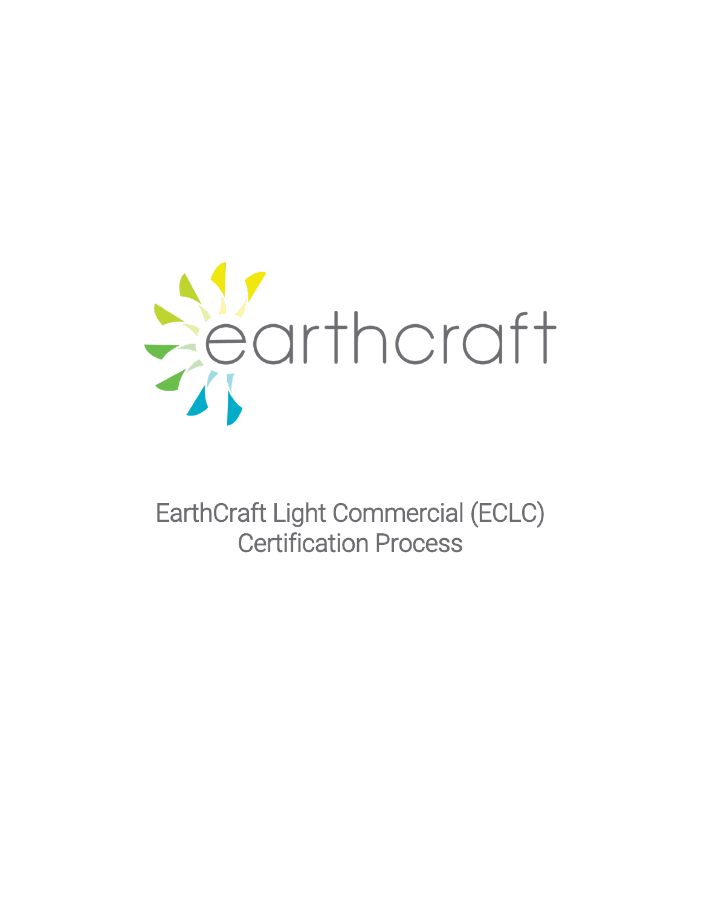earthcraft

# EarthCraft Light Commercial (ECLC) Certification Process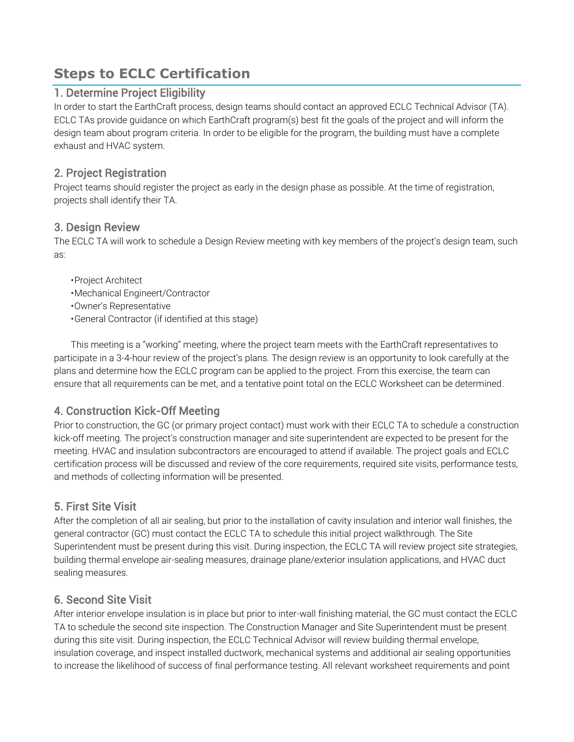# Steps to ECLC Certification

## 1. Determine Project Eligibility

In order to start the EarthCraft process, design teams should contact an approved ECLC Technical Advisor (TA). ECLC TAs provide guidance on which EarthCraft program(s) best fit the goals of the project and will inform the design team about program criteria. In order to be eligible for the program, the building must have a complete exhaust and HVAC system.

## 2. Project Registration

Project teams should register the project as early in the design phase as possible. At the time of registration, projects shall identify their TA.

## 3. Design Review

The ECLC TA will work to schedule a Design Review meeting with key members of the project's design team, such as:

- Project Architect
- Mechanical Engineert/Contractor
- Owner's Representative
- General Contractor (if identified at this stage)

This meeting is a "working" meeting, where the project team meets with the EarthCraft representatives to participate in a 3-4-hour review of the project's plans. The design review is an opportunity to look carefully at the plans and determine how the ECLC program can be applied to the project. From this exercise, the team can ensure that all requirements can be met, and a tentative point total on the ECLC Worksheet can be determined.

## 4. Construction Kick-Off Meeting

Prior to construction, the GC (or primary project contact) must work with their ECLC TA to schedule a construction kick-off meeting. The project's construction manager and site superintendent are expected to be present for the meeting. HVAC and insulation subcontractors are encouraged to attend if available. The project goals and ECLC certification process will be discussed and review of the core requirements, required site visits, performance tests, and methods of collecting information will be presented.

## 5. First Site Visit

After the completion of all air sealing, but prior to the installation of cavity insulation and interior wall finishes, the general contractor (GC) must contact the ECLC TA to schedule this initial project walkthrough. The Site Superintendent must be present during this visit. During inspection, the ECLC TA will review project site strategies, building thermal envelope air-sealing measures, drainage plane/exterior insulation applications, and HVAC duct sealing measures.

## 6. Second Site Visit

After interior envelope insulation is in place but prior to inter-wall finishing material, the GC must contact the ECLC TA to schedule the second site inspection. The Construction Manager and Site Superintendent must be present during this site visit. During inspection, the ECLC Technical Advisor will review building thermal envelope, insulation coverage, and inspect installed ductwork, mechanical systems and additional air sealing opportunities to increase the likelihood of success of final performance testing. All relevant worksheet requirements and point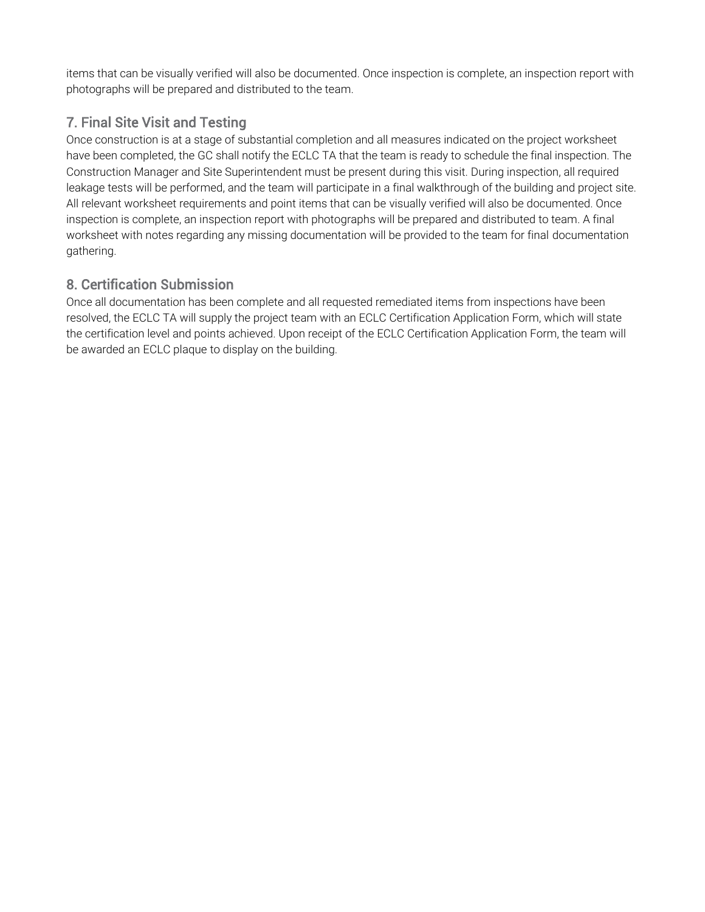items that can be visually verified will also be documented. Once inspection is complete, an inspection report with photographs will be prepared and distributed to the team.

## 7. Final Site Visit and Testing

Once construction is at a stage of substantial completion and all measures indicated on the project worksheet have been completed, the GC shall notify the ECLC TA that the team is ready to schedule the final inspection. The Construction Manager and Site Superintendent must be present during this visit. During inspection, all required leakage tests will be performed, and the team will participate in a final walkthrough of the building and project site. All relevant worksheet requirements and point items that can be visually verified will also be documented. Once inspection is complete, an inspection report with photographs will be prepared and distributed to team. A final worksheet with notes regarding any missing documentation will be provided to the team for final documentation gathering.

## 8. Certification Submission

Once all documentation has been complete and all requested remediated items from inspections have been resolved, the ECLC TA will supply the project team with an ECLC Certification Application Form, which will state the certification level and points achieved. Upon receipt of the ECLC Certification Application Form, the team will be awarded an ECLC plaque to display on the building.